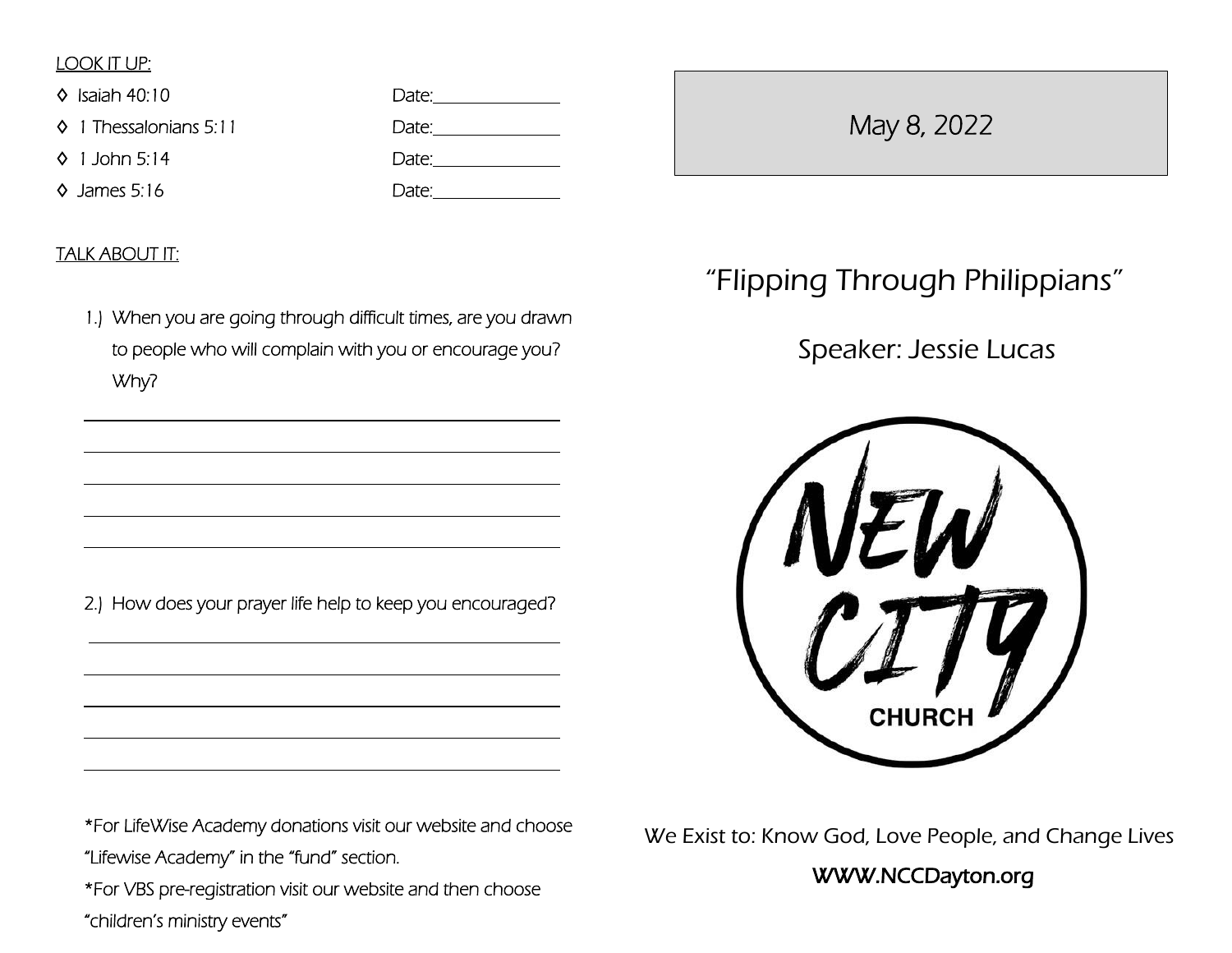LOOK IT UP:

- ◊ Isaiah 40:10 Date:_______________
- ◊ 1 Thessalonians 5:11 Date:_______________
- ◊ 1 John 5:14 Date:_______________
- ◊ James 5:16 Date:_______________

TALK ABOUT IT:

1.) When you are going through difficult times, are you drawn to people who will complain with you or encourage you? Why?

_______________________________________________

_______________________________________________

_______________________________________________

_______________________________________________

_______________________________________________

2.) How does your prayer life help to keep you encouraged?

_______________________________________________

_______________________________________________

_______________________________________________

_______________________________________________

_______________________________________________

*For LifeWise Academy donations visit our website and choose "Lifewise Academy" in the "fund" section.

*For VBS pre-registration visit our website and then choose "children's ministry events"

May 8, 2022

# "Flipping Through Philippians"

Speaker: Jessie Lucas

NEW CITY CHURCH

We Exist to: Know God, Love People, and Change Lives

**WWW.NCCDayton.org**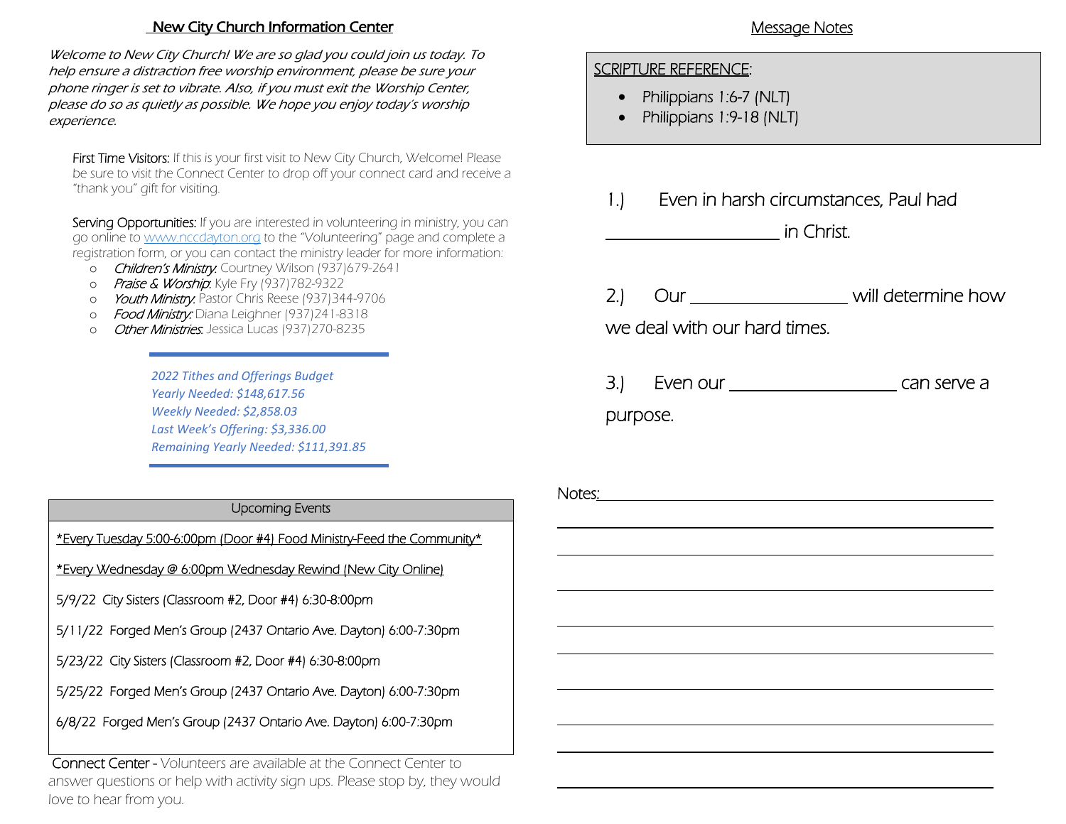## New City Church Information Center

*Welcome to New City Church! We are so glad you could join us today. To help ensure a distraction free worship environment, please be sure your phone ringer is set to vibrate. Also, if you must exit the Worship Center, please do so as quietly as possible. We hope you enjoy today's worship experience.*

First Time Visitors: If this is your first visit to New City Church, Welcome! Please be sure to visit the Connect Center to drop off your connect card and receive a "thank you" gift for visiting.

Serving Opportunities: If you are interested in volunteering in ministry, you can go online to www.nccdayton.org to the "Volunteering" page and complete a registration form, or you can contact the ministry leader for more information:

- *Children's Ministry:* Courtney Wilson (937)679-2641
- *Praise & Worship:* Kyle Fry (937)782-9322
- *Youth Ministry:* Pastor Chris Reese (937)344-9706
- *Food Ministry:* Diana Leighner (937)241-8318
- *Other Ministries:* Jessica Lucas (937)270-8235

*2022 Tithes and Offerings Budget*
*Yearly Needed: $148,617.56*
*Weekly Needed: $2,858.03*
*Last Week's Offering: $3,336.00*
*Remaining Yearly Needed: $111,391.85*

### Upcoming Events

*Every Tuesday 5:00-6:00pm (Door #4) Food Ministry-Feed the Community*

*Every Wednesday @ 6:00pm Wednesday Rewind (New City Online)

5/9/22 City Sisters (Classroom #2, Door #4) 6:30-8:00pm

5/11/22 Forged Men's Group (2437 Ontario Ave. Dayton) 6:00-7:30pm

5/23/22 City Sisters (Classroom #2, Door #4) 6:30-8:00pm

5/25/22 Forged Men's Group (2437 Ontario Ave. Dayton) 6:00-7:30pm

6/8/22 Forged Men's Group (2437 Ontario Ave. Dayton) 6:00-7:30pm

Connect Center - Volunteers are available at the Connect Center to answer questions or help with activity sign ups. Please stop by, they would love to hear from you.

## Message Notes

SCRIPTURE REFERENCE:

- Philippians 1:6-7 (NLT)
- Philippians 1:9-18 (NLT)

1.) Even in harsh circumstances, Paul had ____________________ in Christ.

2.) Our __________________ will determine how we deal with our hard times.

3.) Even our ___________________ can serve a purpose.

Notes: ______________________________________________